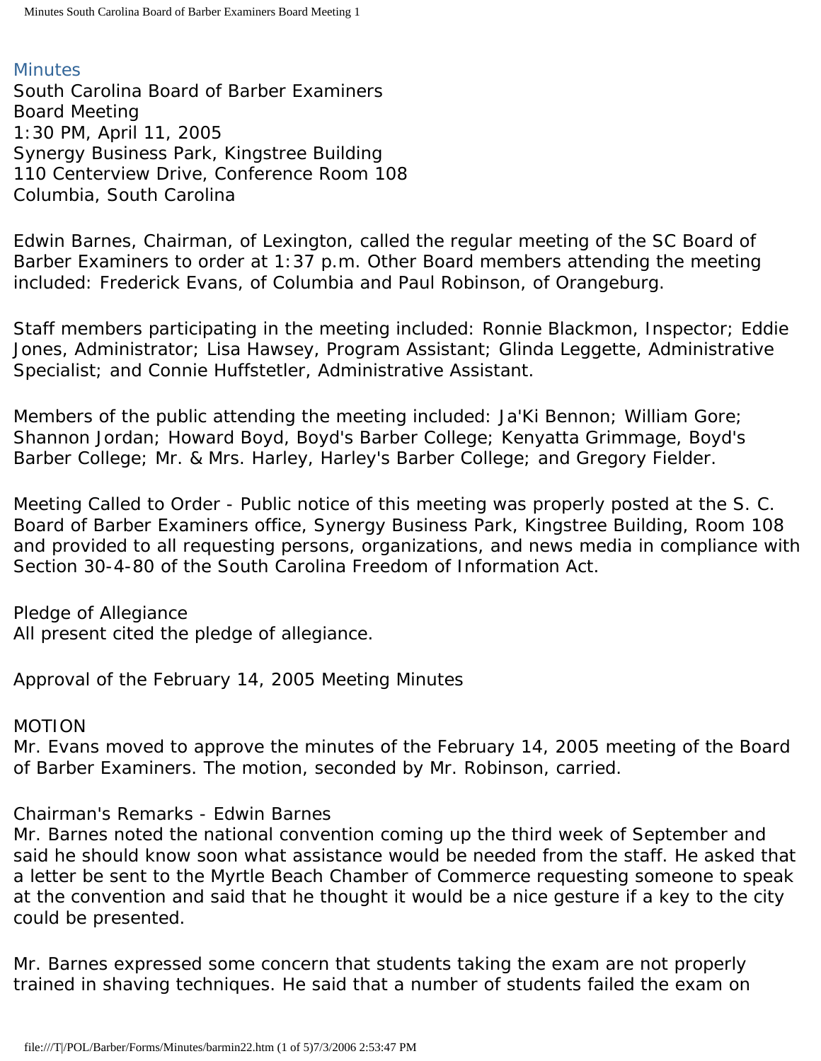# Minutes

South Carolina Board of Barber Examiners
Board Meeting
1:30 PM, April 11, 2005
Synergy Business Park, Kingstree Building
110 Centerview Drive, Conference Room 108
Columbia, South Carolina

Edwin Barnes, Chairman, of Lexington, called the regular meeting of the SC Board of Barber Examiners to order at 1:37 p.m. Other Board members attending the meeting included: Frederick Evans, of Columbia and Paul Robinson, of Orangeburg.

Staff members participating in the meeting included: Ronnie Blackmon, Inspector; Eddie Jones, Administrator; Lisa Hawsey, Program Assistant; Glinda Leggette, Administrative Specialist; and Connie Huffstetler, Administrative Assistant.

Members of the public attending the meeting included: Ja'Ki Bennon; William Gore; Shannon Jordan; Howard Boyd, Boyd's Barber College; Kenyatta Grimmage, Boyd's Barber College; Mr. & Mrs. Harley, Harley's Barber College; and Gregory Fielder.

Meeting Called to Order - Public notice of this meeting was properly posted at the S. C. Board of Barber Examiners office, Synergy Business Park, Kingstree Building, Room 108 and provided to all requesting persons, organizations, and news media in compliance with Section 30-4-80 of the South Carolina Freedom of Information Act.

Pledge of Allegiance
All present cited the pledge of allegiance.

Approval of the February 14, 2005 Meeting Minutes

MOTION
Mr. Evans moved to approve the minutes of the February 14, 2005 meeting of the Board of Barber Examiners. The motion, seconded by Mr. Robinson, carried.

Chairman's Remarks - Edwin Barnes
Mr. Barnes noted the national convention coming up the third week of September and said he should know soon what assistance would be needed from the staff. He asked that a letter be sent to the Myrtle Beach Chamber of Commerce requesting someone to speak at the convention and said that he thought it would be a nice gesture if a key to the city could be presented.

Mr. Barnes expressed some concern that students taking the exam are not properly trained in shaving techniques. He said that a number of students failed the exam on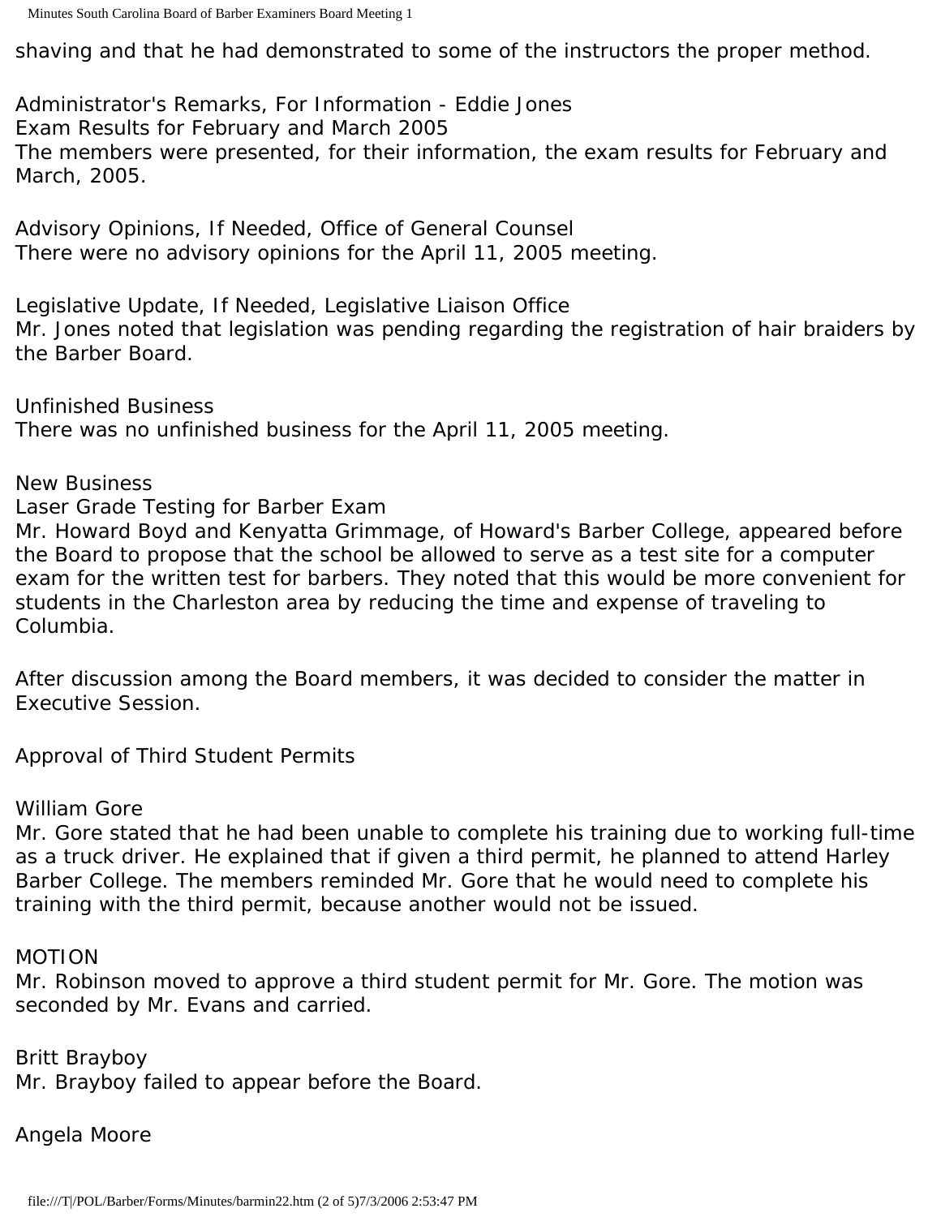shaving and that he had demonstrated to some of the instructors the proper method.

Administrator's Remarks, For Information - Eddie Jones
Exam Results for February and March 2005
The members were presented, for their information, the exam results for February and March, 2005.

Advisory Opinions, If Needed, Office of General Counsel
There were no advisory opinions for the April 11, 2005 meeting.

Legislative Update, If Needed, Legislative Liaison Office
Mr. Jones noted that legislation was pending regarding the registration of hair braiders by the Barber Board.

Unfinished Business
There was no unfinished business for the April 11, 2005 meeting.

New Business
Laser Grade Testing for Barber Exam
Mr. Howard Boyd and Kenyatta Grimmage, of Howard's Barber College, appeared before the Board to propose that the school be allowed to serve as a test site for a computer exam for the written test for barbers. They noted that this would be more convenient for students in the Charleston area by reducing the time and expense of traveling to Columbia.

After discussion among the Board members, it was decided to consider the matter in Executive Session.

Approval of Third Student Permits

William Gore
Mr. Gore stated that he had been unable to complete his training due to working full-time as a truck driver. He explained that if given a third permit, he planned to attend Harley Barber College. The members reminded Mr. Gore that he would need to complete his training with the third permit, because another would not be issued.

MOTION
Mr. Robinson moved to approve a third student permit for Mr. Gore. The motion was seconded by Mr. Evans and carried.

Britt Brayboy
Mr. Brayboy failed to appear before the Board.

Angela Moore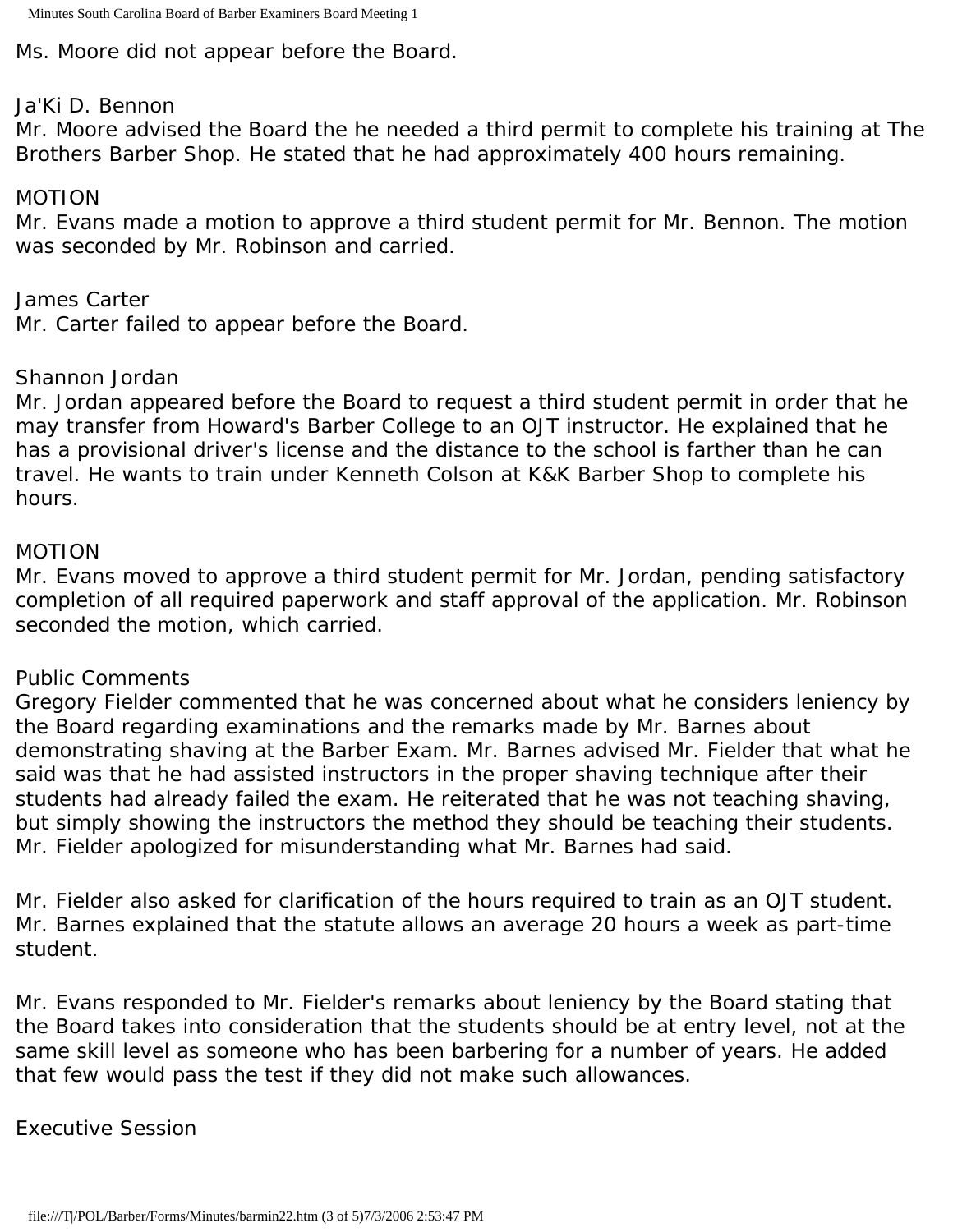Ms. Moore did not appear before the Board.

Ja'Ki D. Bennon
Mr. Moore advised the Board the he needed a third permit to complete his training at The Brothers Barber Shop. He stated that he had approximately 400 hours remaining.

MOTION
Mr. Evans made a motion to approve a third student permit for Mr. Bennon. The motion was seconded by Mr. Robinson and carried.

James Carter
Mr. Carter failed to appear before the Board.

Shannon Jordan
Mr. Jordan appeared before the Board to request a third student permit in order that he may transfer from Howard's Barber College to an OJT instructor. He explained that he has a provisional driver's license and the distance to the school is farther than he can travel. He wants to train under Kenneth Colson at K&K Barber Shop to complete his hours.

MOTION
Mr. Evans moved to approve a third student permit for Mr. Jordan, pending satisfactory completion of all required paperwork and staff approval of the application. Mr. Robinson seconded the motion, which carried.

Public Comments
Gregory Fielder commented that he was concerned about what he considers leniency by the Board regarding examinations and the remarks made by Mr. Barnes about demonstrating shaving at the Barber Exam. Mr. Barnes advised Mr. Fielder that what he said was that he had assisted instructors in the proper shaving technique after their students had already failed the exam. He reiterated that he was not teaching shaving, but simply showing the instructors the method they should be teaching their students. Mr. Fielder apologized for misunderstanding what Mr. Barnes had said.

Mr. Fielder also asked for clarification of the hours required to train as an OJT student. Mr. Barnes explained that the statute allows an average 20 hours a week as part-time student.

Mr. Evans responded to Mr. Fielder's remarks about leniency by the Board stating that the Board takes into consideration that the students should be at entry level, not at the same skill level as someone who has been barbering for a number of years. He added that few would pass the test if they did not make such allowances.

Executive Session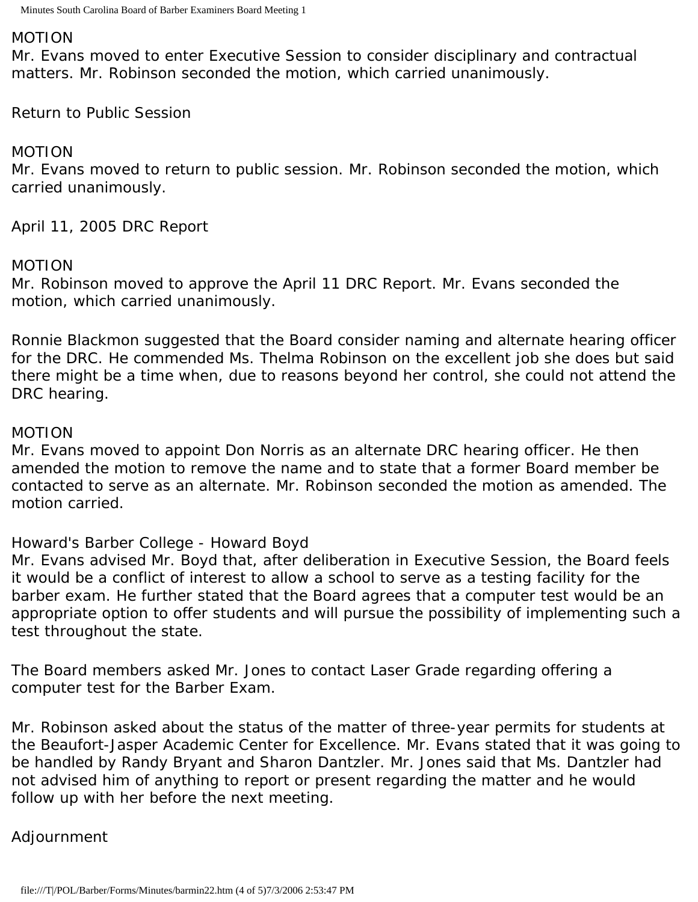MOTION
Mr. Evans moved to enter Executive Session to consider disciplinary and contractual matters. Mr. Robinson seconded the motion, which carried unanimously.

Return to Public Session

MOTION
Mr. Evans moved to return to public session. Mr. Robinson seconded the motion, which carried unanimously.

April 11, 2005 DRC Report

MOTION
Mr. Robinson moved to approve the April 11 DRC Report. Mr. Evans seconded the motion, which carried unanimously.

Ronnie Blackmon suggested that the Board consider naming and alternate hearing officer for the DRC. He commended Ms. Thelma Robinson on the excellent job she does but said there might be a time when, due to reasons beyond her control, she could not attend the DRC hearing.

MOTION
Mr. Evans moved to appoint Don Norris as an alternate DRC hearing officer. He then amended the motion to remove the name and to state that a former Board member be contacted to serve as an alternate. Mr. Robinson seconded the motion as amended. The motion carried.

Howard's Barber College - Howard Boyd
Mr. Evans advised Mr. Boyd that, after deliberation in Executive Session, the Board feels it would be a conflict of interest to allow a school to serve as a testing facility for the barber exam. He further stated that the Board agrees that a computer test would be an appropriate option to offer students and will pursue the possibility of implementing such a test throughout the state.

The Board members asked Mr. Jones to contact Laser Grade regarding offering a computer test for the Barber Exam.

Mr. Robinson asked about the status of the matter of three-year permits for students at the Beaufort-Jasper Academic Center for Excellence. Mr. Evans stated that it was going to be handled by Randy Bryant and Sharon Dantzler. Mr. Jones said that Ms. Dantzler had not advised him of anything to report or present regarding the matter and he would follow up with her before the next meeting.

Adjournment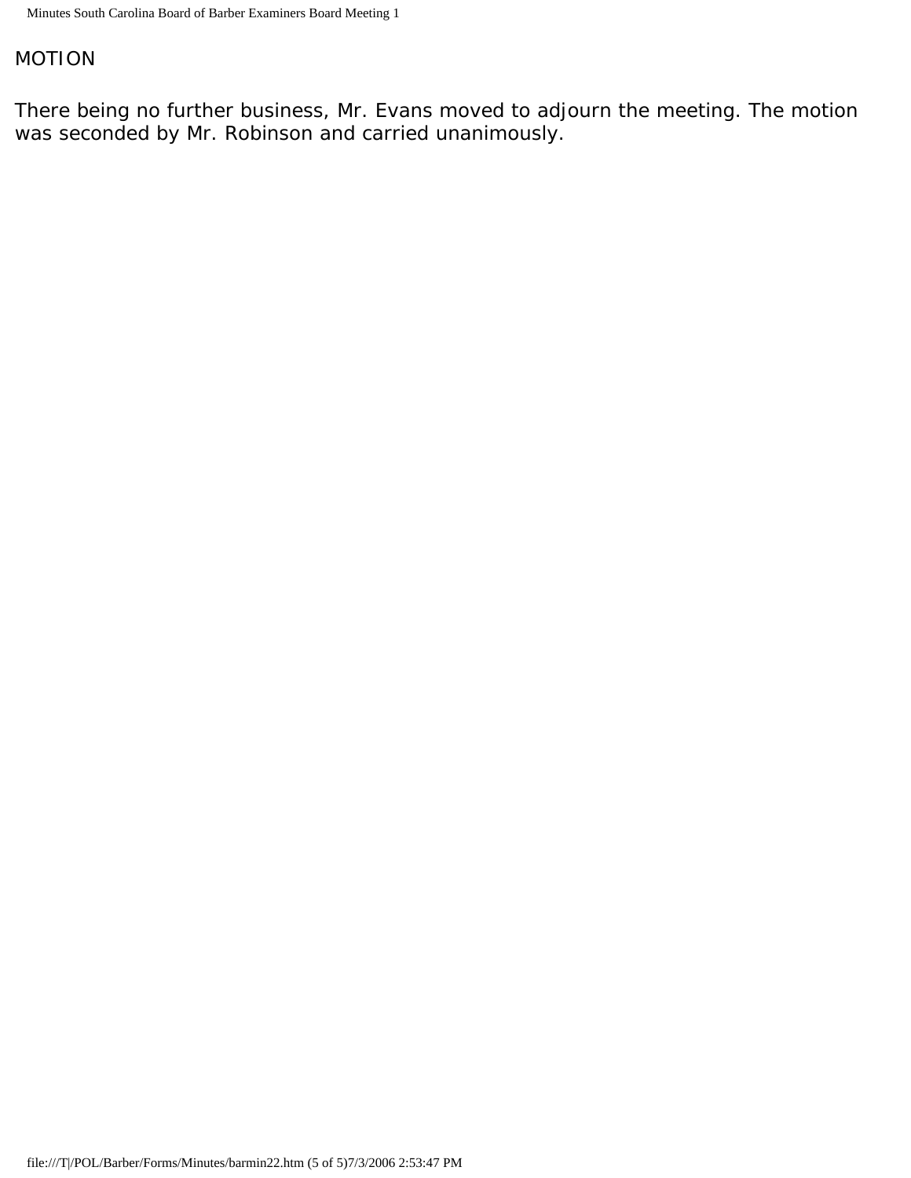MOTION

There being no further business, Mr. Evans moved to adjourn the meeting. The motion was seconded by Mr. Robinson and carried unanimously.